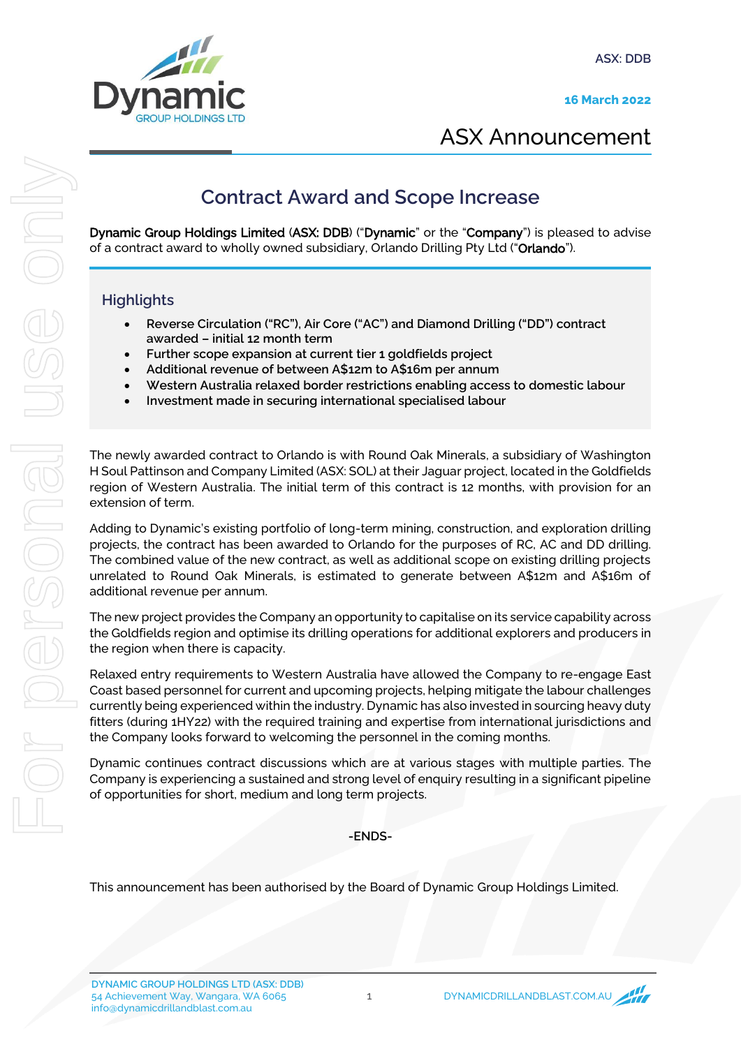ASX: DDB

**16 March 2022**

ASX Announcement

# Contract Award and Scope Increase

**Dynamic Group Holdings Limited** (**ASX: DDB**) ("**Dynamic**" or the "**Company**") is pleased to advise of a contract award to wholly owned subsidiary, Orlando Drilling Pty Ltd ("**Orlando**").

## Highlights

- **Reverse Circulation ("RC"), Air Core ("AC") and Diamond Drilling ("DD") contract awarded – initial 12 month term**
- **Further scope expansion at current tier 1 goldfields project**
- **Additional revenue of between A$12m to A$16m per annum**
- **Western Australia relaxed border restrictions enabling access to domestic labour**
- **Investment made in securing international specialised labour**

The newly awarded contract to Orlando is with Round Oak Minerals, a subsidiary of Washington H Soul Pattinson and Company Limited (ASX: SOL) at their Jaguar project, located in the Goldfields region of Western Australia. The initial term of this contract is 12 months, with provision for an extension of term.

Adding to Dynamic's existing portfolio of long-term mining, construction, and exploration drilling projects, the contract has been awarded to Orlando for the purposes of RC, AC and DD drilling. The combined value of the new contract, as well as additional scope on existing drilling projects unrelated to Round Oak Minerals, is estimated to generate between A$12m and A$16m of additional revenue per annum.

The new project provides the Company an opportunity to capitalise on its service capability across the Goldfields region and optimise its drilling operations for additional explorers and producers in the region when there is capacity.

Relaxed entry requirements to Western Australia have allowed the Company to re-engage East Coast based personnel for current and upcoming projects, helping mitigate the labour challenges currently being experienced within the industry. Dynamic has also invested in sourcing heavy duty fitters (during 1HY22) with the required training and expertise from international jurisdictions and the Company looks forward to welcoming the personnel in the coming months.

Dynamic continues contract discussions which are at various stages with multiple parties. The Company is experiencing a sustained and strong level of enquiry resulting in a significant pipeline of opportunities for short, medium and long term projects.

-ENDS-

This announcement has been authorised by the Board of Dynamic Group Holdings Limited.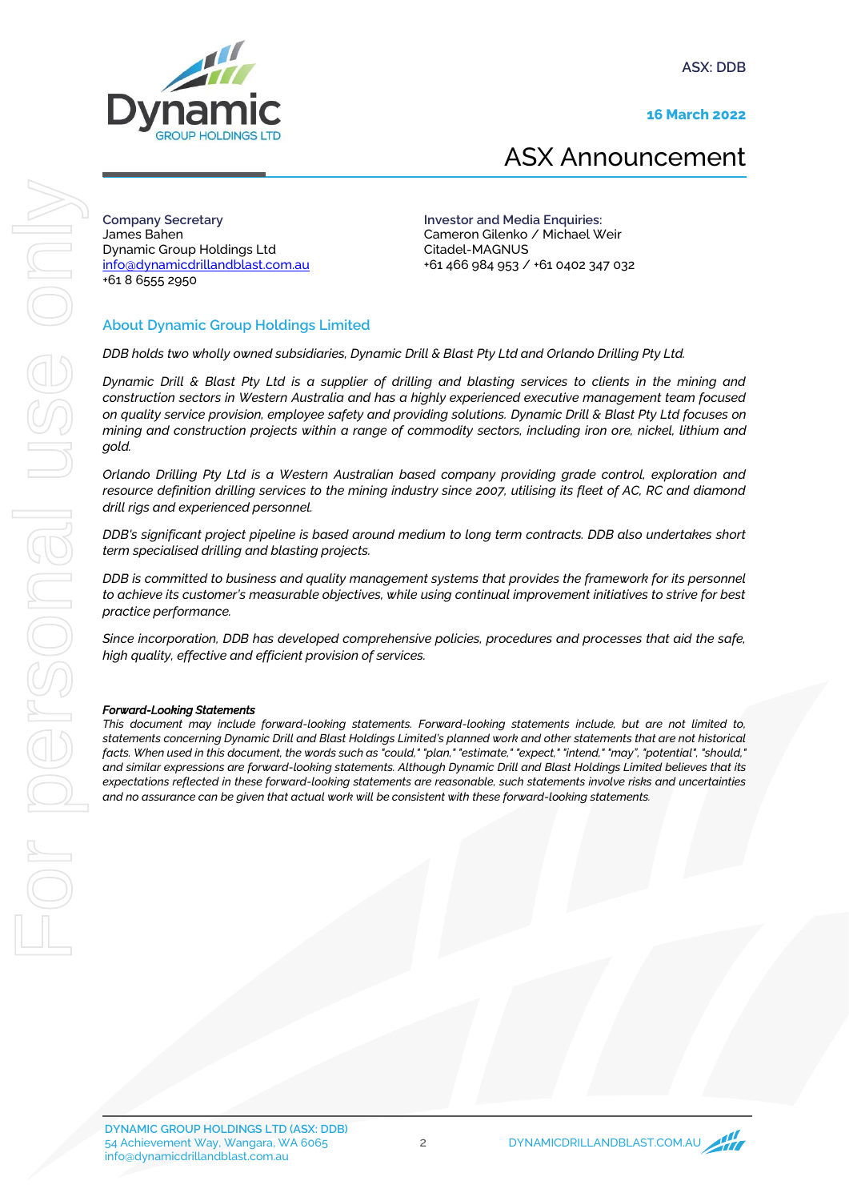**Company Secretary**
James Bahen
Dynamic Group Holdings Ltd
info@dynamicdrillandblast.com.au
+61 8 6555 2950

**Investor and Media Enquiries:**
Cameron Gilenko / Michael Weir
Citadel-MAGNUS
+61 466 984 953 / +61 0402 347 032

## About Dynamic Group Holdings Limited

*DDB holds two wholly owned subsidiaries, Dynamic Drill & Blast Pty Ltd and Orlando Drilling Pty Ltd.*

*Dynamic Drill & Blast Pty Ltd is a supplier of drilling and blasting services to clients in the mining and construction sectors in Western Australia and has a highly experienced executive management team focused on quality service provision, employee safety and providing solutions. Dynamic Drill & Blast Pty Ltd focuses on mining and construction projects within a range of commodity sectors, including iron ore, nickel, lithium and gold.*

*Orlando Drilling Pty Ltd is a Western Australian based company providing grade control, exploration and resource definition drilling services to the mining industry since 2007, utilising its fleet of AC, RC and diamond drill rigs and experienced personnel.*

*DDB's significant project pipeline is based around medium to long term contracts. DDB also undertakes short term specialised drilling and blasting projects.*

*DDB is committed to business and quality management systems that provides the framework for its personnel to achieve its customer's measurable objectives, while using continual improvement initiatives to strive for best practice performance.*

*Since incorporation, DDB has developed comprehensive policies, procedures and processes that aid the safe, high quality, effective and efficient provision of services.*

***Forward-Looking Statements***

*This document may include forward-looking statements. Forward-looking statements include, but are not limited to, statements concerning Dynamic Drill and Blast Holdings Limited's planned work and other statements that are not historical facts. When used in this document, the words such as "could," "plan," "estimate," "expect," "intend," "may", "potential", "should," and similar expressions are forward-looking statements. Although Dynamic Drill and Blast Holdings Limited believes that its expectations reflected in these forward-looking statements are reasonable, such statements involve risks and uncertainties and no assurance can be given that actual work will be consistent with these forward-looking statements.*